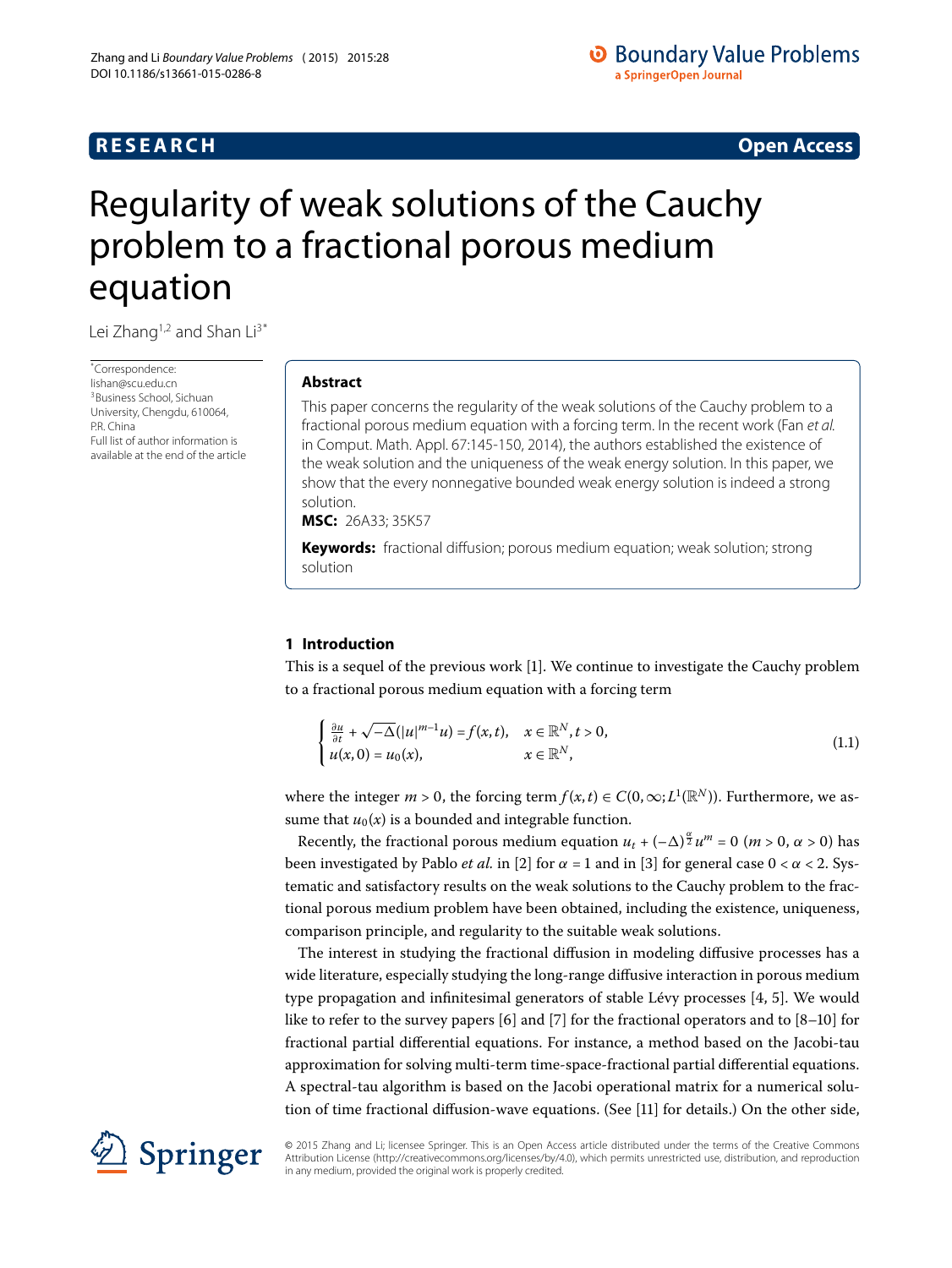**RESEARCH** **Open Access**

# Regularity of weak solutions of the Cauchy problem to a fractional porous medium equation

Lei Zhang[1,2] and Shan Li[3*]

*Correspondence: lishan@scu.edu.cn
[3]Business School, Sichuan University, Chengdu, 610064, P.R. China
Full list of author information is available at the end of the article

## Abstract

This paper concerns the regularity of the weak solutions of the Cauchy problem to a fractional porous medium equation with a forcing term. In the recent work (Fan *et al.* in Comput. Math. Appl. 67:145-150, 2014), the authors established the existence of the weak solution and the uniqueness of the weak energy solution. In this paper, we show that the every nonnegative bounded weak energy solution is indeed a strong solution.

**MSC:** 26A33; 35K57

**Keywords:** fractional diffusion; porous medium equation; weak solution; strong solution

## 1 Introduction

This is a sequel of the previous work [1]. We continue to investigate the Cauchy problem to a fractional porous medium equation with a forcing term

$$\begin{cases} \frac{\partial u}{\partial t} + \sqrt{-\Delta}(|u|^{m-1}u) = f(x,t), & x \in \mathbb{R}^N, t > 0, \\ u(x,0) = u_0(x), & x \in \mathbb{R}^N, \end{cases} \tag{1.1}$$

where the integer $m > 0$, the forcing term $f(x,t) \in C(0,\infty; L^1(\mathbb{R}^N))$. Furthermore, we assume that $u_0(x)$ is a bounded and integrable function.

Recently, the fractional porous medium equation $u_t + (-\Delta)^{\frac{\alpha}{2}} u^m = 0$ ($m > 0$, $\alpha > 0$) has been investigated by Pablo *et al.* in [2] for $\alpha = 1$ and in [3] for general case $0 < \alpha < 2$. Systematic and satisfactory results on the weak solutions to the Cauchy problem to the fractional porous medium problem have been obtained, including the existence, uniqueness, comparison principle, and regularity to the suitable weak solutions.

The interest in studying the fractional diffusion in modeling diffusive processes has a wide literature, especially studying the long-range diffusive interaction in porous medium type propagation and infinitesimal generators of stable Lévy processes [4, 5]. We would like to refer to the survey papers [6] and [7] for the fractional operators and to [8–10] for fractional partial differential equations. For instance, a method based on the Jacobi-tau approximation for solving multi-term time-space-fractional partial differential equations. A spectral-tau algorithm is based on the Jacobi operational matrix for a numerical solution of time fractional diffusion-wave equations. (See [11] for details.) On the other side,

© 2015 Zhang and Li; licensee Springer. This is an Open Access article distributed under the terms of the Creative Commons Attribution License (http://creativecommons.org/licenses/by/4.0), which permits unrestricted use, distribution, and reproduction in any medium, provided the original work is properly credited.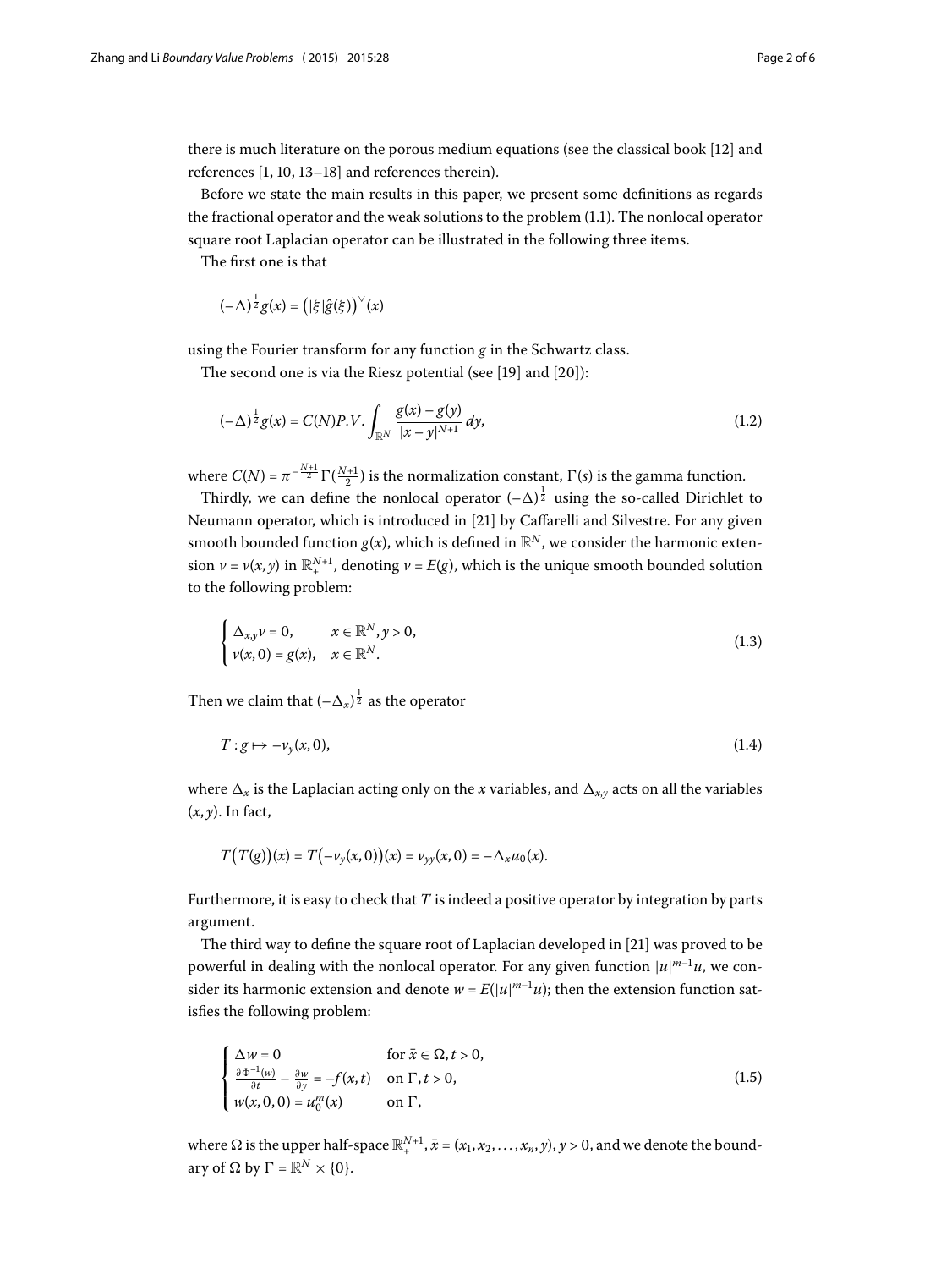there is much literature on the porous medium equations (see the classical book [12] and references [1, 10, 13–18] and references therein).

Before we state the main results in this paper, we present some definitions as regards the fractional operator and the weak solutions to the problem (1.1). The nonlocal operator square root Laplacian operator can be illustrated in the following three items.

The first one is that

$$(-\Delta)^{\frac{1}{2}} g(x) = \big(|\xi|\hat{g}(\xi)\big)^{\vee}(x)$$

using the Fourier transform for any function $g$ in the Schwartz class.

The second one is via the Riesz potential (see [19] and [20]):

$$(-\Delta)^{\frac{1}{2}} g(x) = C(N) P.V. \int_{\mathbb{R}^N} \frac{g(x) - g(y)}{|x-y|^{N+1}}\, dy, \tag{1.2}$$

where $C(N) = \pi^{-\frac{N+1}{2}} \Gamma(\frac{N+1}{2})$ is the normalization constant, $\Gamma(s)$ is the gamma function.

Thirdly, we can define the nonlocal operator $(-\Delta)^{\frac{1}{2}}$ using the so-called Dirichlet to Neumann operator, which is introduced in [21] by Caffarelli and Silvestre. For any given smooth bounded function $g(x)$, which is defined in $\mathbb{R}^N$, we consider the harmonic extension $v = v(x,y)$ in $\mathbb{R}^{N+1}_+$, denoting $v = E(g)$, which is the unique smooth bounded solution to the following problem:

$$\begin{cases} \Delta_{x,y} v = 0, & x \in \mathbb{R}^N, y > 0, \\ v(x,0) = g(x), & x \in \mathbb{R}^N. \end{cases} \tag{1.3}$$

Then we claim that $(-\Delta_x)^{\frac{1}{2}}$ as the operator

$$T : g \mapsto -v_y(x,0), \tag{1.4}$$

where $\Delta_x$ is the Laplacian acting only on the $x$ variables, and $\Delta_{x,y}$ acts on all the variables $(x,y)$. In fact,

$$T\big(T(g)\big)(x) = T\big(-v_y(x,0)\big)(x) = v_{yy}(x,0) = -\Delta_x u_0(x).$$

Furthermore, it is easy to check that $T$ is indeed a positive operator by integration by parts argument.

The third way to define the square root of Laplacian developed in [21] was proved to be powerful in dealing with the nonlocal operator. For any given function $|u|^{m-1}u$, we consider its harmonic extension and denote $w = E(|u|^{m-1}u)$; then the extension function satisfies the following problem:

$$\begin{cases} \Delta w = 0 & \text{for } \bar{x} \in \Omega, t > 0, \\ \frac{\partial \Phi^{-1}(w)}{\partial t} - \frac{\partial w}{\partial y} = -f(x,t) & \text{on } \Gamma, t > 0, \\ w(x,0,0) = u_0^m(x) & \text{on } \Gamma, \end{cases} \tag{1.5}$$

where $\Omega$ is the upper half-space $\mathbb{R}^{N+1}_+$, $\bar{x} = (x_1, x_2, \ldots, x_n, y)$, $y > 0$, and we denote the boundary of $\Omega$ by $\Gamma = \mathbb{R}^N \times \{0\}$.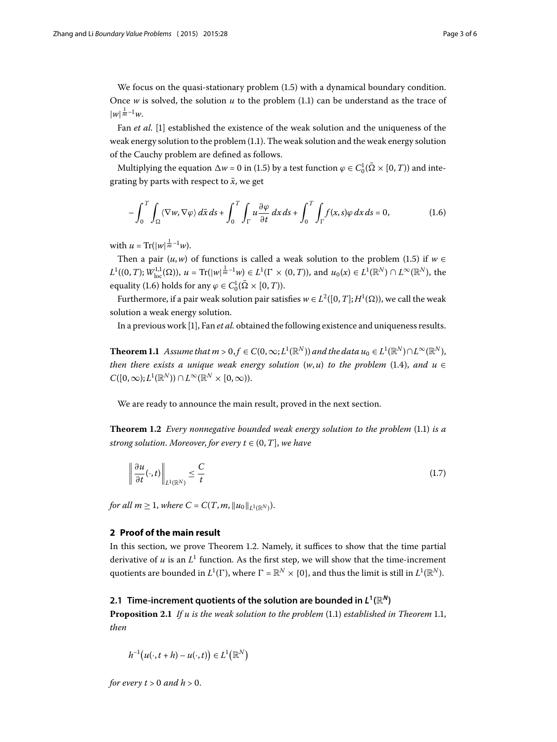We focus on the quasi-stationary problem (1.5) with a dynamical boundary condition. Once $w$ is solved, the solution $u$ to the problem (1.1) can be understand as the trace of $|w|^{\frac{1}{m}-1}w$.

Fan *et al.* [1] established the existence of the weak solution and the uniqueness of the weak energy solution to the problem (1.1). The weak solution and the weak energy solution of the Cauchy problem are defined as follows.

Multiplying the equation $\Delta w = 0$ in (1.5) by a test function $\varphi \in C_0^1(\bar{\Omega} \times [0,T))$ and integrating by parts with respect to $\bar{x}$, we get

$$-\int_0^T \int_\Omega \langle \nabla w, \nabla \varphi \rangle \, d\bar{x} \, ds + \int_0^T \int_\Gamma u \frac{\partial \varphi}{\partial t} \, dx \, ds + \int_0^T \int_\Gamma f(x,s) \varphi \, dx \, ds = 0, \tag{1.6}$$

with $u = \operatorname{Tr}(|w|^{\frac{1}{m}-1}w)$.

Then a pair $(u,w)$ of functions is called a weak solution to the problem (1.5) if $w \in L^1((0,T); W^{1,1}_{\mathrm{loc}}(\Omega))$, $u = \operatorname{Tr}(|w|^{\frac{1}{m}-1}w) \in L^1(\Gamma \times (0,T))$, and $u_0(x) \in L^1(\mathbb{R}^N) \cap L^\infty(\mathbb{R}^N)$, the equality (1.6) holds for any $\varphi \in C_0^1(\bar{\Omega} \times [0,T))$.

Furthermore, if a pair weak solution pair satisfies $w \in L^2([0,T]; H^1(\Omega))$, we call the weak solution a weak energy solution.

In a previous work [1], Fan *et al.* obtained the following existence and uniqueness results.

**Theorem 1.1** *Assume that $m > 0$, $f \in C(0,\infty; L^1(\mathbb{R}^N))$ and the data $u_0 \in L^1(\mathbb{R}^N) \cap L^\infty(\mathbb{R}^N)$, then there exists a unique weak energy solution $(w,u)$ to the problem* (1.4), *and $u \in C([0,\infty); L^1(\mathbb{R}^N)) \cap L^\infty(\mathbb{R}^N \times [0,\infty))$.*

We are ready to announce the main result, proved in the next section.

**Theorem 1.2** *Every nonnegative bounded weak energy solution to the problem* (1.1) *is a strong solution. Moreover, for every $t \in (0,T]$, we have*

$$\left\| \frac{\partial u}{\partial t}(\cdot,t) \right\|_{L^1(\mathbb{R}^N)} \le \frac{C}{t} \tag{1.7}$$

*for all $m \ge 1$, where $C = C(T, m, \|u_0\|_{L^1(\mathbb{R}^N)})$.*

## 2 Proof of the main result

In this section, we prove Theorem 1.2. Namely, it suffices to show that the time partial derivative of $u$ is an $L^1$ function. As the first step, we will show that the time-increment quotients are bounded in $L^1(\Gamma)$, where $\Gamma = \mathbb{R}^N \times \{0\}$, and thus the limit is still in $L^1(\mathbb{R}^N)$.

### 2.1 Time-increment quotients of the solution are bounded in $L^1(\mathbb{R}^N)$

**Proposition 2.1** *If $u$ is the weak solution to the problem* (1.1) *established in Theorem* 1.1, *then*

$$h^{-1}\big(u(\cdot,t+h) - u(\cdot,t)\big) \in L^1\big(\mathbb{R}^N\big)$$

*for every $t > 0$ and $h > 0$.*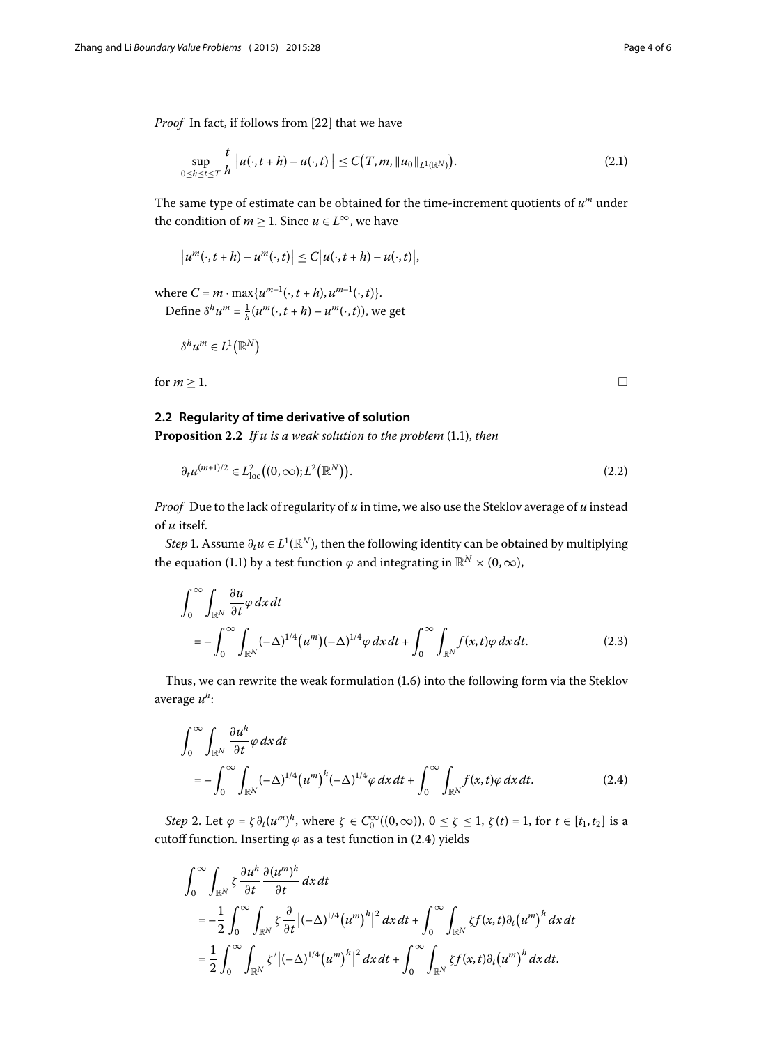*Proof* In fact, if follows from [22] that we have

$$\sup_{0\leq h\leq t\leq T} \frac{t}{h}\big\|u(\cdot,t+h)-u(\cdot,t)\big\| \leq C\big(T,m,\|u_0\|_{L^1(\mathbb{R}^N)}\big). \tag{2.1}$$

The same type of estimate can be obtained for the time-increment quotients of $u^m$ under the condition of $m \geq 1$. Since $u \in L^\infty$, we have

$$\big|u^m(\cdot,t+h)-u^m(\cdot,t)\big| \leq C\big|u(\cdot,t+h)-u(\cdot,t)\big|,$$

where $C = m\cdot \max\{u^{m-1}(\cdot,t+h),u^{m-1}(\cdot,t)\}$.

Define $\delta^h u^m = \frac{1}{h}(u^m(\cdot,t+h)-u^m(\cdot,t))$, we get

$$\delta^h u^m \in L^1\big(\mathbb{R}^N\big)$$

for $m \geq 1$. □

## 2.2 Regularity of time derivative of solution

**Proposition 2.2** *If $u$ is a weak solution to the problem* (1.1), *then*

$$\partial_t u^{(m+1)/2} \in L^2_{\mathrm{loc}}\big((0,\infty);L^2\big(\mathbb{R}^N\big)\big). \tag{2.2}$$

*Proof* Due to the lack of regularity of $u$ in time, we also use the Steklov average of $u$ instead of $u$ itself.

*Step* 1. Assume $\partial_t u \in L^1(\mathbb{R}^N)$, then the following identity can be obtained by multiplying the equation (1.1) by a test function $\varphi$ and integrating in $\mathbb{R}^N \times (0,\infty)$,

$$\begin{aligned}\int_0^\infty\int_{\mathbb{R}^N}\frac{\partial u}{\partial t}\varphi\,dx\,dt \\ = -\int_0^\infty\int_{\mathbb{R}^N}(-\Delta)^{1/4}\big(u^m\big)(-\Delta)^{1/4}\varphi\,dx\,dt + \int_0^\infty\int_{\mathbb{R}^N} f(x,t)\varphi\,dx\,dt.\end{aligned} \tag{2.3}$$

Thus, we can rewrite the weak formulation (1.6) into the following form via the Steklov average $u^h$:

$$\begin{aligned}\int_0^\infty\int_{\mathbb{R}^N}\frac{\partial u^h}{\partial t}\varphi\,dx\,dt \\ = -\int_0^\infty\int_{\mathbb{R}^N}(-\Delta)^{1/4}\big(u^m\big)^h(-\Delta)^{1/4}\varphi\,dx\,dt + \int_0^\infty\int_{\mathbb{R}^N} f(x,t)\varphi\,dx\,dt.\end{aligned} \tag{2.4}$$

*Step* 2. Let $\varphi = \zeta\partial_t(u^m)^h$, where $\zeta \in C_0^\infty((0,\infty))$, $0 \leq \zeta \leq 1$, $\zeta(t) = 1$, for $t \in [t_1,t_2]$ is a cutoff function. Inserting $\varphi$ as a test function in (2.4) yields

$$\begin{aligned}&\int_0^\infty\int_{\mathbb{R}^N}\zeta\frac{\partial u^h}{\partial t}\frac{\partial (u^m)^h}{\partial t}\,dx\,dt \\ &\quad= -\frac{1}{2}\int_0^\infty\int_{\mathbb{R}^N}\zeta\frac{\partial}{\partial t}\big|(-\Delta)^{1/4}\big(u^m\big)^h\big|^2\,dx\,dt + \int_0^\infty\int_{\mathbb{R}^N}\zeta f(x,t)\partial_t\big(u^m\big)^h\,dx\,dt \\ &\quad= \frac{1}{2}\int_0^\infty\int_{\mathbb{R}^N}\zeta'\big|(-\Delta)^{1/4}\big(u^m\big)^h\big|^2\,dx\,dt + \int_0^\infty\int_{\mathbb{R}^N}\zeta f(x,t)\partial_t\big(u^m\big)^h\,dx\,dt.\end{aligned}$$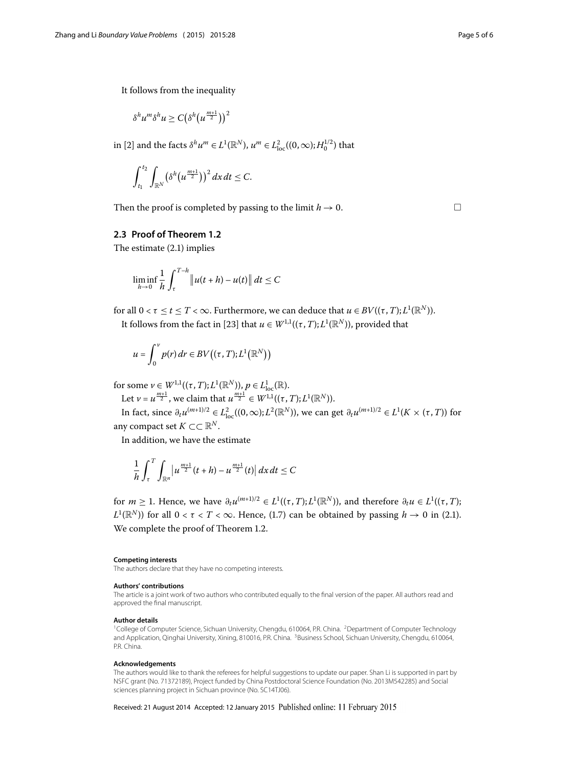It follows from the inequality

$$\delta^h u^m \delta^h u \geq C\big(\delta^h\big(u^{\frac{m+1}{2}}\big)\big)^2$$

in [2] and the facts $\delta^h u^m \in L^1(\mathbb{R}^N)$, $u^m \in L^2_{\mathrm{loc}}((0,\infty);H_0^{1/2})$ that

$$\int_{t_1}^{t_2}\int_{\mathbb{R}^N}\big(\delta^h\big(u^{\frac{m+1}{2}}\big)\big)^2\,dx\,dt \leq C.$$

Then the proof is completed by passing to the limit $h \to 0$. □

### 2.3 Proof of Theorem 1.2

The estimate (2.1) implies

$$\liminf_{h\to 0}\frac{1}{h}\int_\tau^{T-h}\big\|u(t+h)-u(t)\big\|\,dt \leq C$$

for all $0 < \tau \leq t \leq T < \infty$. Furthermore, we can deduce that $u \in BV((\tau,T);L^1(\mathbb{R}^N))$.

It follows from the fact in [23] that $u \in W^{1,1}((\tau,T);L^1(\mathbb{R}^N))$, provided that

$$u = \int_0^\nu p(r)\,dr \in BV\big((\tau,T);L^1\big(\mathbb{R}^N\big)\big)$$

for some $\nu \in W^{1,1}((\tau,T);L^1(\mathbb{R}^N))$, $p \in L^1_{\mathrm{loc}}(\mathbb{R})$.

Let $\nu = u^{\frac{m+1}{2}}$, we claim that $u^{\frac{m+1}{2}} \in W^{1,1}((\tau,T);L^1(\mathbb{R}^N))$.

In fact, since $\partial_t u^{(m+1)/2} \in L^2_{\mathrm{loc}}((0,\infty);L^2(\mathbb{R}^N))$, we can get $\partial_t u^{(m+1)/2} \in L^1(K\times(\tau,T))$ for any compact set $K \subset\subset \mathbb{R}^N$.

In addition, we have the estimate

$$\frac{1}{h}\int_\tau^T\int_{\mathbb{R}^n}\big|u^{\frac{m+1}{2}}(t+h)-u^{\frac{m+1}{2}}(t)\big|\,dx\,dt \leq C$$

for $m \geq 1$. Hence, we have $\partial_t u^{(m+1)/2} \in L^1((\tau,T);L^1(\mathbb{R}^N))$, and therefore $\partial_t u \in L^1((\tau,T);L^1(\mathbb{R}^N))$ for all $0 < \tau < T < \infty$. Hence, (1.7) can be obtained by passing $h \to 0$ in (2.1). We complete the proof of Theorem 1.2.

#### Competing interests

The authors declare that they have no competing interests.

#### Authors' contributions

The article is a joint work of two authors who contributed equally to the final version of the paper. All authors read and approved the final manuscript.

#### Author details

[1] College of Computer Science, Sichuan University, Chengdu, 610064, P.R. China. [2] Department of Computer Technology and Application, Qinghai University, Xining, 810016, P.R. China. [3] Business School, Sichuan University, Chengdu, 610064, P.R. China.

#### Acknowledgements

The authors would like to thank the referees for helpful suggestions to update our paper. Shan Li is supported in part by NSFC grant (No. 71372189), Project funded by China Postdoctoral Science Foundation (No. 2013M542285) and Social sciences planning project in Sichuan province (No. SC14TJ06).

Received: 21 August 2014 Accepted: 12 January 2015 Published online: 11 February 2015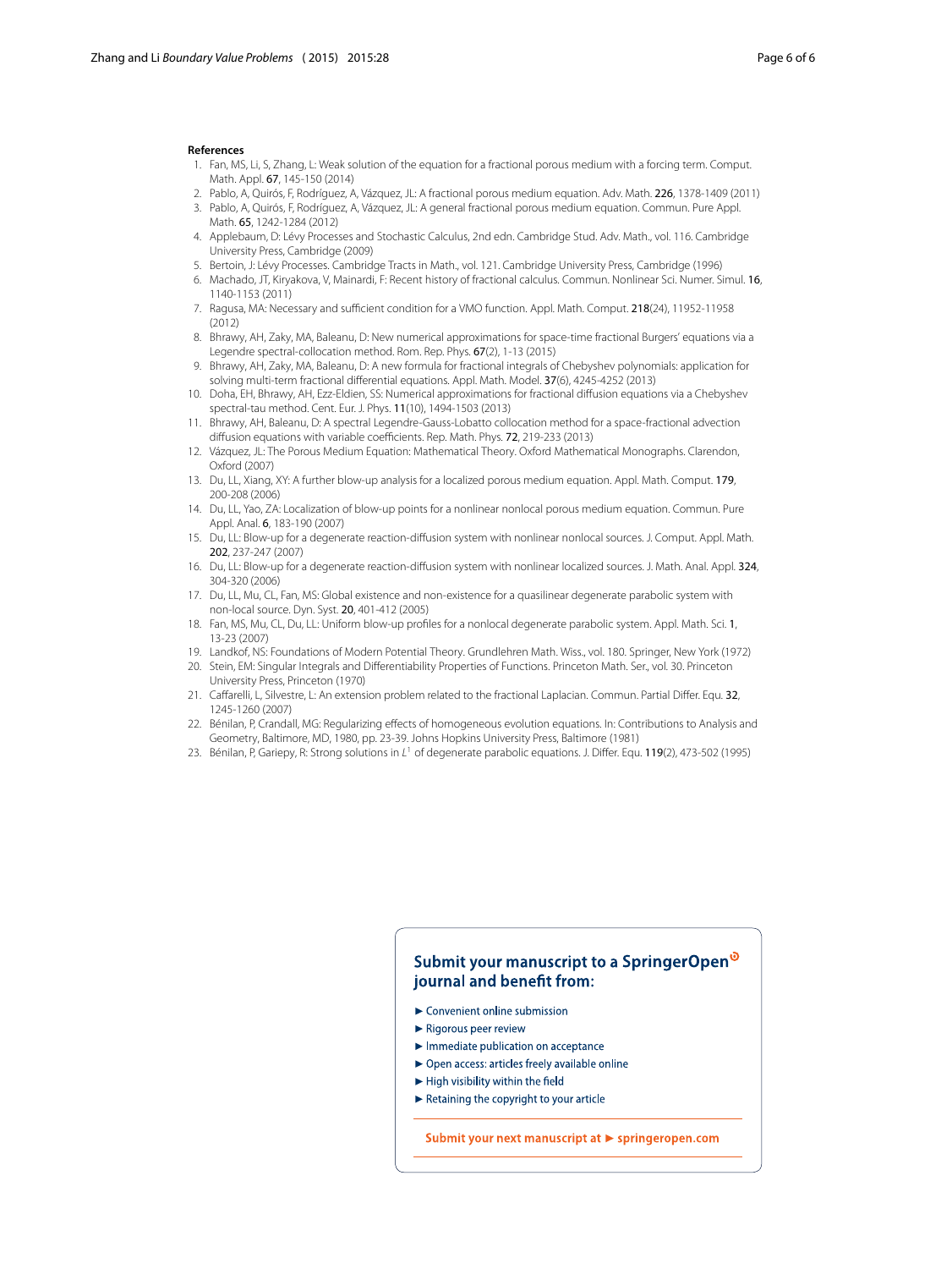## References

1. Fan, MS, Li, S, Zhang, L: Weak solution of the equation for a fractional porous medium with a forcing term. Comput. Math. Appl. **67**, 145-150 (2014)
2. Pablo, A, Quirós, F, Rodríguez, A, Vázquez, JL: A fractional porous medium equation. Adv. Math. **226**, 1378-1409 (2011)
3. Pablo, A, Quirós, F, Rodríguez, A, Vázquez, JL: A general fractional porous medium equation. Commun. Pure Appl. Math. **65**, 1242-1284 (2012)
4. Applebaum, D: Lévy Processes and Stochastic Calculus, 2nd edn. Cambridge Stud. Adv. Math., vol. 116. Cambridge University Press, Cambridge (2009)
5. Bertoin, J: Lévy Processes. Cambridge Tracts in Math., vol. 121. Cambridge University Press, Cambridge (1996)
6. Machado, JT, Kiryakova, V, Mainardi, F: Recent history of fractional calculus. Commun. Nonlinear Sci. Numer. Simul. **16**, 1140-1153 (2011)
7. Ragusa, MA: Necessary and sufficient condition for a VMO function. Appl. Math. Comput. **218**(24), 11952-11958 (2012)
8. Bhrawy, AH, Zaky, MA, Baleanu, D: New numerical approximations for space-time fractional Burgers' equations via a Legendre spectral-collocation method. Rom. Rep. Phys. **67**(2), 1-13 (2015)
9. Bhrawy, AH, Zaky, MA, Baleanu, D: A new formula for fractional integrals of Chebyshev polynomials: application for solving multi-term fractional differential equations. Appl. Math. Model. **37**(6), 4245-4252 (2013)
10. Doha, EH, Bhrawy, AH, Ezz-Eldien, SS: Numerical approximations for fractional diffusion equations via a Chebyshev spectral-tau method. Cent. Eur. J. Phys. **11**(10), 1494-1503 (2013)
11. Bhrawy, AH, Baleanu, D: A spectral Legendre-Gauss-Lobatto collocation method for a space-fractional advection diffusion equations with variable coefficients. Rep. Math. Phys. **72**, 219-233 (2013)
12. Vázquez, JL: The Porous Medium Equation: Mathematical Theory. Oxford Mathematical Monographs. Clarendon, Oxford (2007)
13. Du, LL, Xiang, XY: A further blow-up analysis for a localized porous medium equation. Appl. Math. Comput. **179**, 200-208 (2006)
14. Du, LL, Yao, ZA: Localization of blow-up points for a nonlinear nonlocal porous medium equation. Commun. Pure Appl. Anal. **6**, 183-190 (2007)
15. Du, LL: Blow-up for a degenerate reaction-diffusion system with nonlinear nonlocal sources. J. Comput. Appl. Math. **202**, 237-247 (2007)
16. Du, LL: Blow-up for a degenerate reaction-diffusion system with nonlinear localized sources. J. Math. Anal. Appl. **324**, 304-320 (2006)
17. Du, LL, Mu, CL, Fan, MS: Global existence and non-existence for a quasilinear degenerate parabolic system with non-local source. Dyn. Syst. **20**, 401-412 (2005)
18. Fan, MS, Mu, CL, Du, LL: Uniform blow-up profiles for a nonlocal degenerate parabolic system. Appl. Math. Sci. **1**, 13-23 (2007)
19. Landkof, NS: Foundations of Modern Potential Theory. Grundlehren Math. Wiss., vol. 180. Springer, New York (1972)
20. Stein, EM: Singular Integrals and Differentiability Properties of Functions. Princeton Math. Ser., vol. 30. Princeton University Press, Princeton (1970)
21. Caffarelli, L, Silvestre, L: An extension problem related to the fractional Laplacian. Commun. Partial Differ. Equ. **32**, 1245-1260 (2007)
22. Bénilan, P, Crandall, MG: Regularizing effects of homogeneous evolution equations. In: Contributions to Analysis and Geometry, Baltimore, MD, 1980, pp. 23-39. Johns Hopkins University Press, Baltimore (1981)
23. Bénilan, P, Gariepy, R: Strong solutions in $L^1$ of degenerate parabolic equations. J. Differ. Equ. **119**(2), 473-502 (1995)

**Submit your manuscript to a SpringerOpen journal and benefit from:**

- ► Convenient online submission
- ► Rigorous peer review
- ► Immediate publication on acceptance
- ► Open access: articles freely available online
- ► High visibility within the field
- ► Retaining the copyright to your article

**Submit your next manuscript at ► springeropen.com**